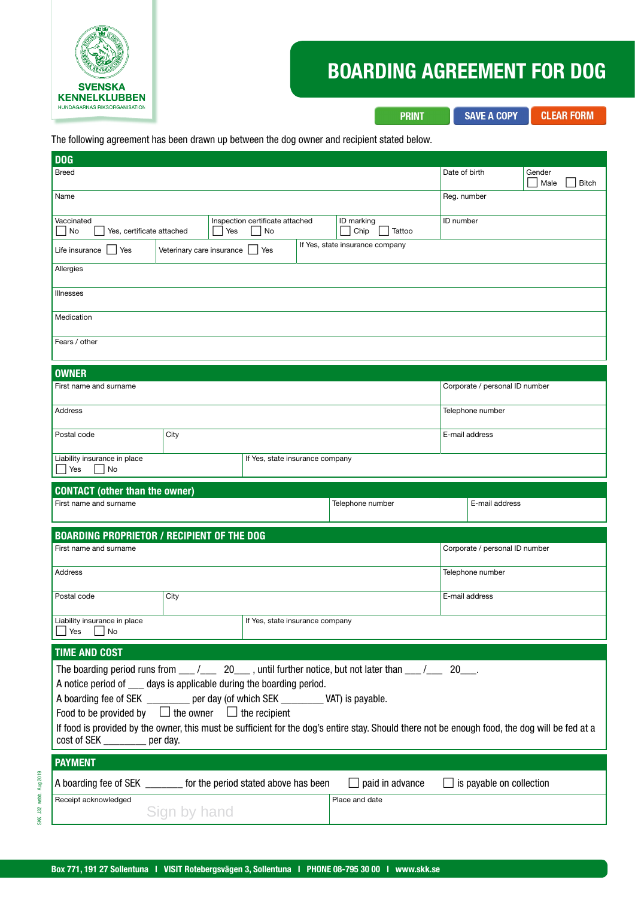SVENSKA KENNELKLUBBEN
HUNDÄGARNAS RIKSORGANISATION

# BOARDING AGREEMENT FOR DOG

PRINT | SAVE A COPY | CLEAR FORM

The following agreement has been drawn up between the dog owner and recipient stated below.

## DOG

| Breed | | | Date of birth | Gender ☐ Male ☐ Bitch |
|---|---|---|---|---|
| Name | | | Reg. number | |
| Vaccinated ☐ No ☐ Yes, certificate attached | Inspection certificate attached ☐ Yes ☐ No | ID marking ☐ Chip ☐ Tattoo | ID number | |
| Life insurance ☐ Yes | Veterinary care insurance ☐ Yes | If Yes, state insurance company | | |
| Allergies | | | | |
| Illnesses | | | | |
| Medication | | | | |
| Fears / other | | | | |

## OWNER

| First name and surname | | Corporate / personal ID number |
|---|---|---|
| Address | | Telephone number |
| Postal code | City | E-mail address |
| Liability insurance in place ☐ Yes ☐ No | If Yes, state insurance company | |

## CONTACT (other than the owner)

| First name and surname | Telephone number | E-mail address |
|---|---|---|
| | | |

## BOARDING PROPRIETOR / RECIPIENT OF THE DOG

| First name and surname | | Corporate / personal ID number |
|---|---|---|
| Address | | Telephone number |
| Postal code | City | E-mail address |
| Liability insurance in place ☐ Yes ☐ No | If Yes, state insurance company | |

## TIME AND COST

The boarding period runs from ___ /___ 20___ , until further notice, but not later than ___ /___ 20___.

A notice period of ___ days is applicable during the boarding period.

A boarding fee of SEK ________ per day (of which SEK ________ VAT) is payable.

Food to be provided by ☐ the owner ☐ the recipient

If food is provided by the owner, this must be sufficient for the dog's entire stay. Should there not be enough food, the dog will be fed at a cost of SEK ________ per day.

## PAYMENT

A boarding fee of SEK ________ for the period stated above has been ☐ paid in advance ☐ is payable on collection

| Receipt acknowledged | Place and date |
|---|---|
| Sign by hand | |

SKK J32 webb Aug 2019

Box 771, 191 27 Sollentuna | VISIT Rotebergsvägen 3, Sollentuna | PHONE 08-795 30 00 | www.skk.se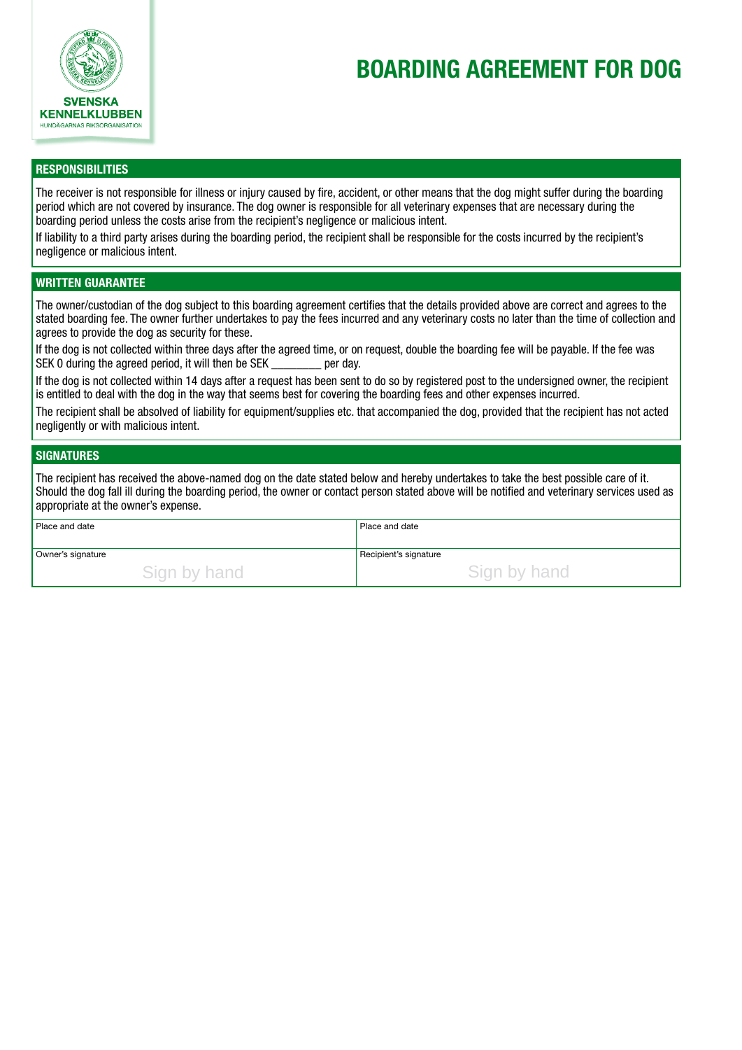SVENSKA KENNELKLUBBEN
HUNDÄGARNAS RIKSORGANISATION

# BOARDING AGREEMENT FOR DOG

## RESPONSIBILITIES

The receiver is not responsible for illness or injury caused by fire, accident, or other means that the dog might suffer during the boarding period which are not covered by insurance. The dog owner is responsible for all veterinary expenses that are necessary during the boarding period unless the costs arise from the recipient's negligence or malicious intent.

If liability to a third party arises during the boarding period, the recipient shall be responsible for the costs incurred by the recipient's negligence or malicious intent.

## WRITTEN GUARANTEE

The owner/custodian of the dog subject to this boarding agreement certifies that the details provided above are correct and agrees to the stated boarding fee. The owner further undertakes to pay the fees incurred and any veterinary costs no later than the time of collection and agrees to provide the dog as security for these.

If the dog is not collected within three days after the agreed time, or on request, double the boarding fee will be payable. If the fee was SEK 0 during the agreed period, it will then be SEK ________ per day.

If the dog is not collected within 14 days after a request has been sent to do so by registered post to the undersigned owner, the recipient is entitled to deal with the dog in the way that seems best for covering the boarding fees and other expenses incurred.

The recipient shall be absolved of liability for equipment/supplies etc. that accompanied the dog, provided that the recipient has not acted negligently or with malicious intent.

## SIGNATURES

The recipient has received the above-named dog on the date stated below and hereby undertakes to take the best possible care of it. Should the dog fall ill during the boarding period, the owner or contact person stated above will be notified and veterinary services used as appropriate at the owner's expense.

| Place and date | Place and date |
|---|---|
| Owner's signature<br>Sign by hand | Recipient's signature<br>Sign by hand |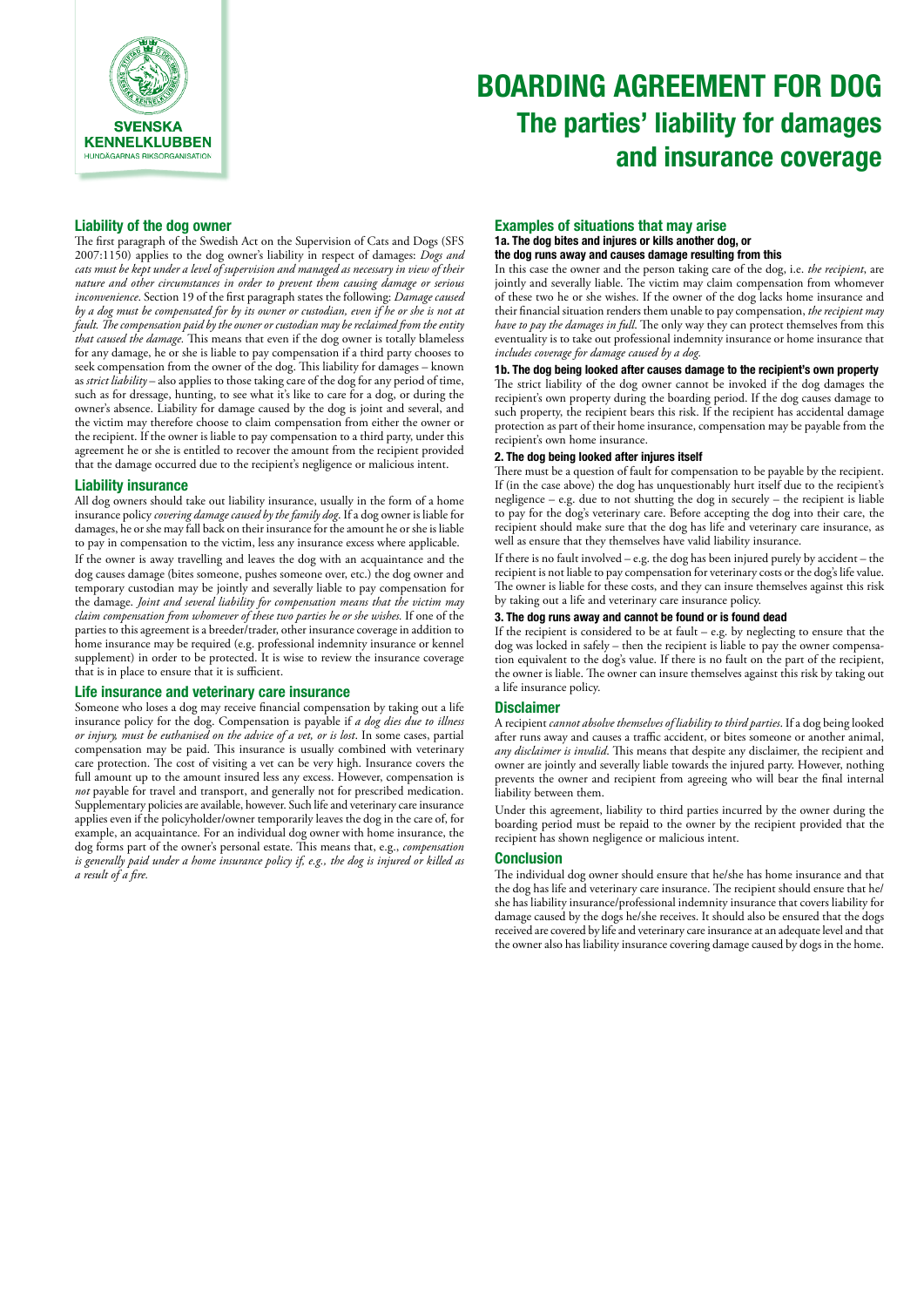SVENSKA KENNELKLUBBEN
HUNDÄGARNAS RIKSORGANISATION

# BOARDING AGREEMENT FOR DOG
## The parties' liability for damages and insurance coverage

### Liability of the dog owner

The first paragraph of the Swedish Act on the Supervision of Cats and Dogs (SFS 2007:1150) applies to the dog owner's liability in respect of damages: *Dogs and cats must be kept under a level of supervision and managed as necessary in view of their nature and other circumstances in order to prevent them causing damage or serious inconvenience*. Section 19 of the first paragraph states the following: *Damage caused by a dog must be compensated for by its owner or custodian, even if he or she is not at fault. The compensation paid by the owner or custodian may be reclaimed from the entity that caused the damage*. This means that even if the dog owner is totally blameless for any damage, he or she is liable to pay compensation if a third party chooses to seek compensation from the owner of the dog. This liability for damages – known as *strict liability* – also applies to those taking care of the dog for any period of time, such as for dressage, hunting, to see what it's like to care for a dog, or during the owner's absence. Liability for damage caused by the dog is joint and several, and the victim may therefore choose to claim compensation from either the owner or the recipient. If the owner is liable to pay compensation to a third party, under this agreement he or she is entitled to recover the amount from the recipient provided that the damage occurred due to the recipient's negligence or malicious intent.

### Liability insurance

All dog owners should take out liability insurance, usually in the form of a home insurance policy *covering damage caused by the family dog*. If a dog owner is liable for damages, he or she may fall back on their insurance for the amount he or she is liable to pay in compensation to the victim, less any insurance excess where applicable.

If the owner is away travelling and leaves the dog with an acquaintance and the dog causes damage (bites someone, pushes someone over, etc.) the dog owner and temporary custodian may be jointly and severally liable to pay compensation for the damage. *Joint and several liability for compensation means that the victim may claim compensation from whomever of these two parties he or she wishes*. If one of the parties to this agreement is a breeder/trader, other insurance coverage in addition to home insurance may be required (e.g. professional indemnity insurance or kennel supplement) in order to be protected. It is wise to review the insurance coverage that is in place to ensure that it is sufficient.

### Life insurance and veterinary care insurance

Someone who loses a dog may receive financial compensation by taking out a life insurance policy for the dog. Compensation is payable if *a dog dies due to illness or injury, must be euthanised on the advice of a vet, or is lost*. In some cases, partial compensation may be paid. This insurance is usually combined with veterinary care protection. The cost of visiting a vet can be very high. Insurance covers the full amount up to the amount insured less any excess. However, compensation is *not* payable for travel and transport, and generally not for prescribed medication. Supplementary policies are available, however. Such life and veterinary care insurance applies even if the policyholder/owner temporarily leaves the dog in the care of, for example, an acquaintance. For an individual dog owner with home insurance, the dog forms part of the owner's personal estate. This means that, e.g., *compensation is generally paid under a home insurance policy if, e.g., the dog is injured or killed as a result of a fire*.

### Examples of situations that may arise

#### 1a. The dog bites and injures or kills another dog, or the dog runs away and causes damage resulting from this

In this case the owner and the person taking care of the dog, i.e. *the recipient*, are jointly and severally liable. The victim may claim compensation from whomever of these two he or she wishes. If the owner of the dog lacks home insurance and their financial situation renders them unable to pay compensation, *the recipient may have to pay the damages in full*. The only way they can protect themselves from this eventuality is to take out professional indemnity insurance or home insurance that *includes coverage for damage caused by a dog*.

#### 1b. The dog being looked after causes damage to the recipient's own property

The strict liability of the dog owner cannot be invoked if the dog damages the recipient's own property during the boarding period. If the dog causes damage to such property, the recipient bears this risk. If the recipient has accidental damage protection as part of their home insurance, compensation may be payable from the recipient's own home insurance.

#### 2. The dog being looked after injures itself

There must be a question of fault for compensation to be payable by the recipient. If (in the case above) the dog has unquestionably hurt itself due to the recipient's negligence – e.g. due to not shutting the dog in securely – the recipient is liable to pay for the dog's veterinary care. Before accepting the dog into their care, the recipient should make sure that the dog has life and veterinary care insurance, as well as ensure that they themselves have valid liability insurance.

If there is no fault involved – e.g. the dog has been injured purely by accident – the recipient is not liable to pay compensation for veterinary costs or the dog's life value. The owner is liable for these costs, and they can insure themselves against this risk by taking out a life and veterinary care insurance policy.

#### 3. The dog runs away and cannot be found or is found dead

If the recipient is considered to be at fault – e.g. by neglecting to ensure that the dog was locked in safely – then the recipient is liable to pay the owner compensation equivalent to the dog's value. If there is no fault on the part of the recipient, the owner is liable. The owner can insure themselves against this risk by taking out a life insurance policy.

### Disclaimer

A recipient *cannot absolve themselves of liability to third parties*. If a dog being looked after runs away and causes a traffic accident, or bites someone or another animal, *any disclaimer is invalid*. This means that despite any disclaimer, the recipient and owner are jointly and severally liable towards the injured party. However, nothing prevents the owner and recipient from agreeing who will bear the final internal liability between them.

Under this agreement, liability to third parties incurred by the owner during the boarding period must be repaid to the owner by the recipient provided that the recipient has shown negligence or malicious intent.

### Conclusion

The individual dog owner should ensure that he/she has home insurance and that the dog has life and veterinary care insurance. The recipient should ensure that he/she has liability insurance/professional indemnity insurance that covers liability for damage caused by the dogs he/she receives. It should also be ensured that the dogs received are covered by life and veterinary care insurance at an adequate level and that the owner also has liability insurance covering damage caused by dogs in the home.